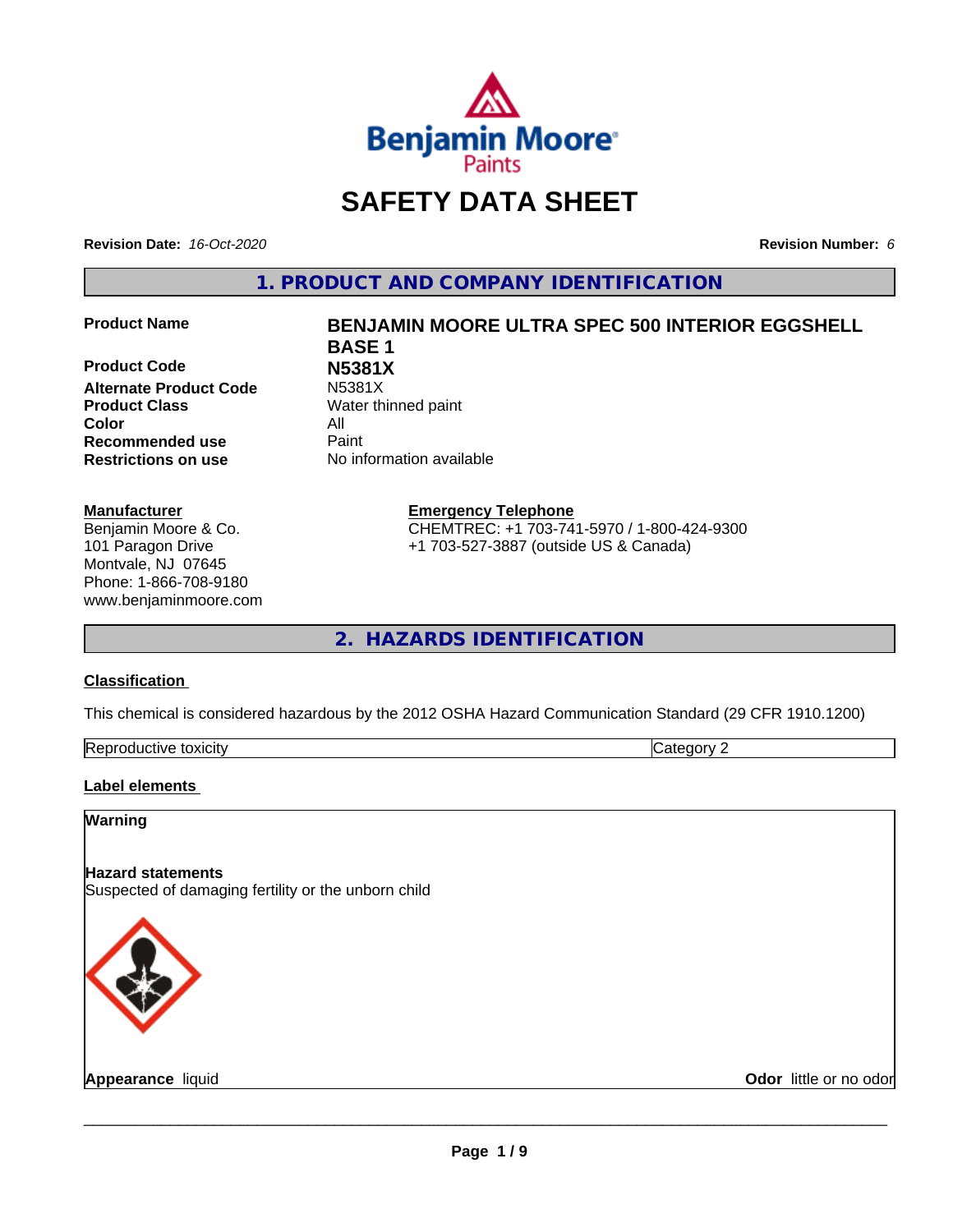# SAFETY DATA SHEET

**Revision Date:** *16-Oct-2020*

**Revision Number:** *6*

## 1. PRODUCT AND COMPANY IDENTIFICATION

| | |
|---|---|
| **Product Name** | **BENJAMIN MOORE ULTRA SPEC 500 INTERIOR EGGSHELL BASE 1** |
| **Product Code** | **N5381X** |
| **Alternate Product Code** | N5381X |
| **Product Class** | Water thinned paint |
| **Color** | All |
| **Recommended use** | Paint |
| **Restrictions on use** | No information available |

**Manufacturer**
Benjamin Moore & Co.
101 Paragon Drive
Montvale, NJ 07645
Phone: 1-866-708-9180
www.benjaminmoore.com

**Emergency Telephone**
CHEMTREC: +1 703-741-5970 / 1-800-424-9300
+1 703-527-3887 (outside US & Canada)

## 2. HAZARDS IDENTIFICATION

### Classification

This chemical is considered hazardous by the 2012 OSHA Hazard Communication Standard (29 CFR 1910.1200)

| Reproductive toxicity | Category 2 |
|---|---|

### Label elements

**Warning**

**Hazard statements**
Suspected of damaging fertility or the unborn child

**Appearance** liquid

**Odor** little or no odor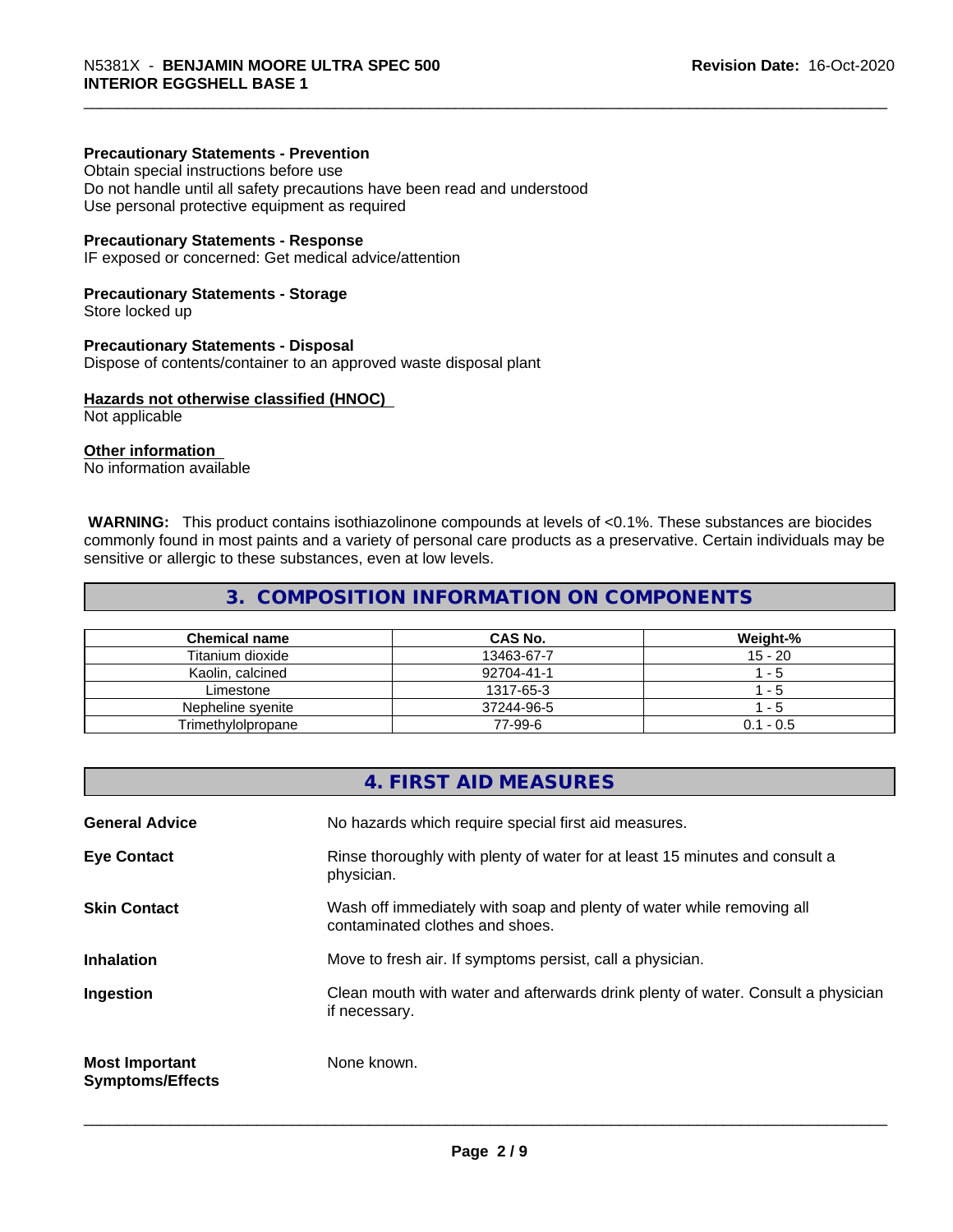**Precautionary Statements - Prevention**
Obtain special instructions before use
Do not handle until all safety precautions have been read and understood
Use personal protective equipment as required

**Precautionary Statements - Response**
IF exposed or concerned: Get medical advice/attention

**Precautionary Statements - Storage**
Store locked up

**Precautionary Statements - Disposal**
Dispose of contents/container to an approved waste disposal plant

**Hazards not otherwise classified (HNOC)**
Not applicable

**Other information**
No information available

**WARNING:** This product contains isothiazolinone compounds at levels of <0.1%. These substances are biocides commonly found in most paints and a variety of personal care products as a preservative. Certain individuals may be sensitive or allergic to these substances, even at low levels.

## 3. COMPOSITION INFORMATION ON COMPONENTS

| Chemical name | CAS No. | Weight-% |
|---|---|---|
| Titanium dioxide | 13463-67-7 | 15 - 20 |
| Kaolin, calcined | 92704-41-1 | 1 - 5 |
| Limestone | 1317-65-3 | 1 - 5 |
| Nepheline syenite | 37244-96-5 | 1 - 5 |
| Trimethylolpropane | 77-99-6 | 0.1 - 0.5 |

## 4. FIRST AID MEASURES

**General Advice** No hazards which require special first aid measures.

**Eye Contact** Rinse thoroughly with plenty of water for at least 15 minutes and consult a physician.

**Skin Contact** Wash off immediately with soap and plenty of water while removing all contaminated clothes and shoes.

**Inhalation** Move to fresh air. If symptoms persist, call a physician.

**Ingestion** Clean mouth with water and afterwards drink plenty of water. Consult a physician if necessary.

**Most Important Symptoms/Effects** None known.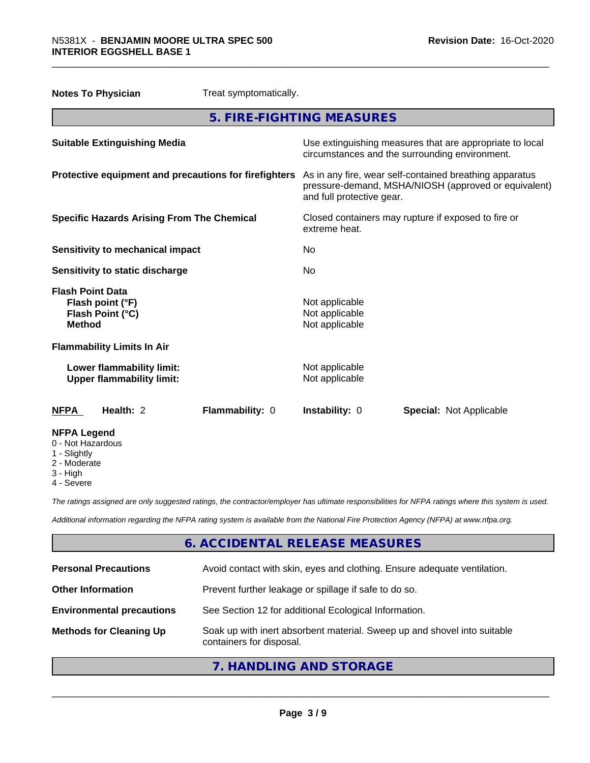**Notes To Physician** Treat symptomatically.

## 5. FIRE-FIGHTING MEASURES

| | |
|---|---|
| **Suitable Extinguishing Media** | Use extinguishing measures that are appropriate to local circumstances and the surrounding environment. |
| **Protective equipment and precautions for firefighters** | As in any fire, wear self-contained breathing apparatus pressure-demand, MSHA/NIOSH (approved or equivalent) and full protective gear. |
| **Specific Hazards Arising From The Chemical** | Closed containers may rupture if exposed to fire or extreme heat. |
| **Sensitivity to mechanical impact** | No |
| **Sensitivity to static discharge** | No |
| **Flash Point Data** | |
| **Flash point (°F)** | Not applicable |
| **Flash Point (°C)** | Not applicable |
| **Method** | Not applicable |
| **Flammability Limits In Air** | |
| **Lower flammability limit:** | Not applicable |
| **Upper flammability limit:** | Not applicable |

| **NFPA** | **Health:** 2 | **Flammability:** 0 | **Instability:** 0 | **Special:** Not Applicable |
|---|---|---|---|---|

**NFPA Legend**
- 0 - Not Hazardous
- 1 - Slightly
- 2 - Moderate
- 3 - High
- 4 - Severe

*The ratings assigned are only suggested ratings, the contractor/employer has ultimate responsibilities for NFPA ratings where this system is used.*

*Additional information regarding the NFPA rating system is available from the National Fire Protection Agency (NFPA) at www.nfpa.org.*

## 6. ACCIDENTAL RELEASE MEASURES

| | |
|---|---|
| **Personal Precautions** | Avoid contact with skin, eyes and clothing. Ensure adequate ventilation. |
| **Other Information** | Prevent further leakage or spillage if safe to do so. |
| **Environmental precautions** | See Section 12 for additional Ecological Information. |
| **Methods for Cleaning Up** | Soak up with inert absorbent material. Sweep up and shovel into suitable containers for disposal. |

## 7. HANDLING AND STORAGE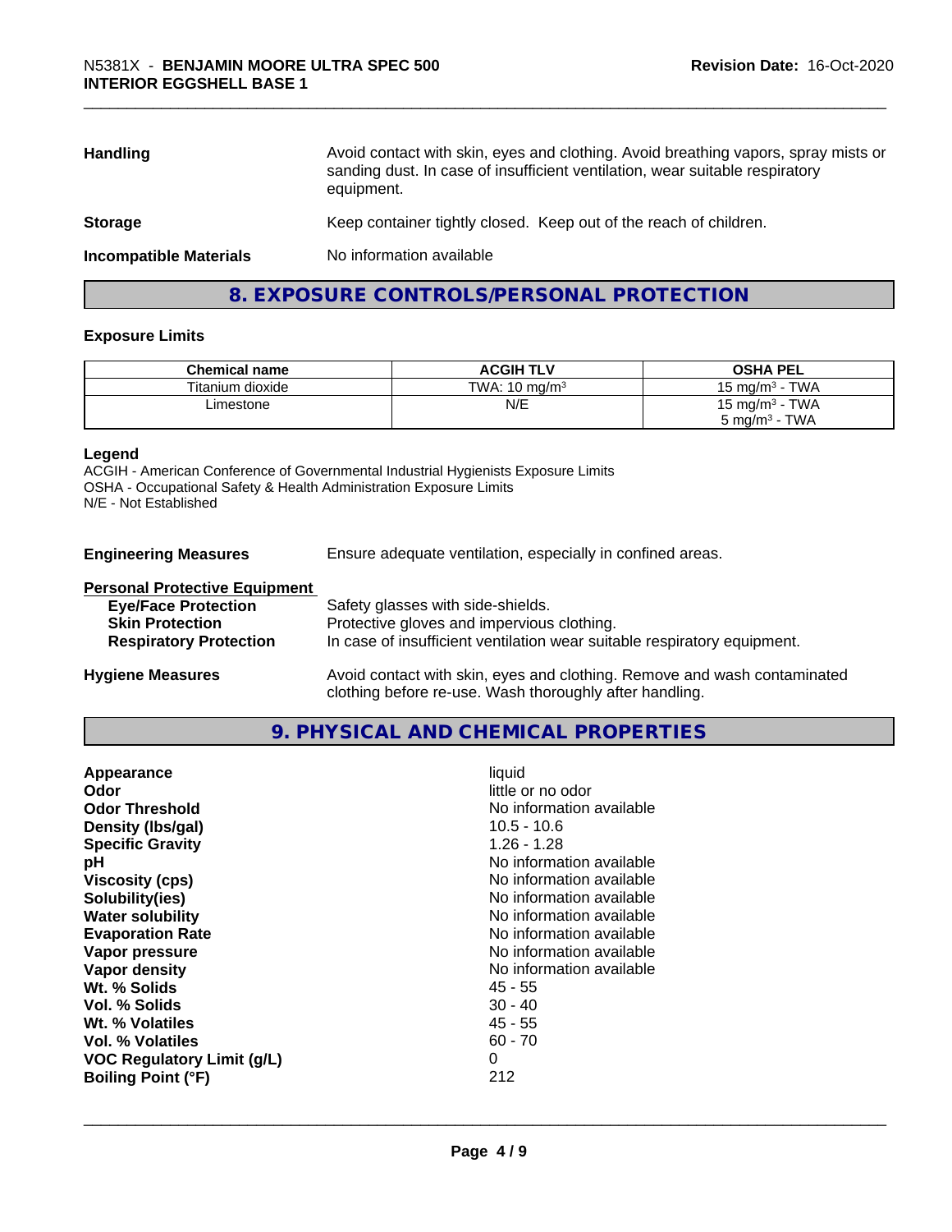| | |
|---|---|
| **Handling** | Avoid contact with skin, eyes and clothing. Avoid breathing vapors, spray mists or sanding dust. In case of insufficient ventilation, wear suitable respiratory equipment. |
| **Storage** | Keep container tightly closed. Keep out of the reach of children. |
| **Incompatible Materials** | No information available |

## 8. EXPOSURE CONTROLS/PERSONAL PROTECTION

### Exposure Limits

| Chemical name | ACGIH TLV | OSHA PEL |
|---|---|---|
| Titanium dioxide | TWA: 10 mg/m³ | 15 mg/m³ - TWA |
| Limestone | N/E | 15 mg/m³ - TWA<br>5 mg/m³ - TWA |

**Legend**
ACGIH - American Conference of Governmental Industrial Hygienists Exposure Limits
OSHA - Occupational Safety & Health Administration Exposure Limits
N/E - Not Established

| | |
|---|---|
| **Engineering Measures** | Ensure adequate ventilation, especially in confined areas. |
| **Personal Protective Equipment** | |
| **Eye/Face Protection** | Safety glasses with side-shields. |
| **Skin Protection** | Protective gloves and impervious clothing. |
| **Respiratory Protection** | In case of insufficient ventilation wear suitable respiratory equipment. |
| **Hygiene Measures** | Avoid contact with skin, eyes and clothing. Remove and wash contaminated clothing before re-use. Wash thoroughly after handling. |

## 9. PHYSICAL AND CHEMICAL PROPERTIES

| | |
|---|---|
| **Appearance** | liquid |
| **Odor** | little or no odor |
| **Odor Threshold** | No information available |
| **Density (lbs/gal)** | 10.5 - 10.6 |
| **Specific Gravity** | 1.26 - 1.28 |
| **pH** | No information available |
| **Viscosity (cps)** | No information available |
| **Solubility(ies)** | No information available |
| **Water solubility** | No information available |
| **Evaporation Rate** | No information available |
| **Vapor pressure** | No information available |
| **Vapor density** | No information available |
| **Wt. % Solids** | 45 - 55 |
| **Vol. % Solids** | 30 - 40 |
| **Wt. % Volatiles** | 45 - 55 |
| **Vol. % Volatiles** | 60 - 70 |
| **VOC Regulatory Limit (g/L)** | 0 |
| **Boiling Point (°F)** | 212 |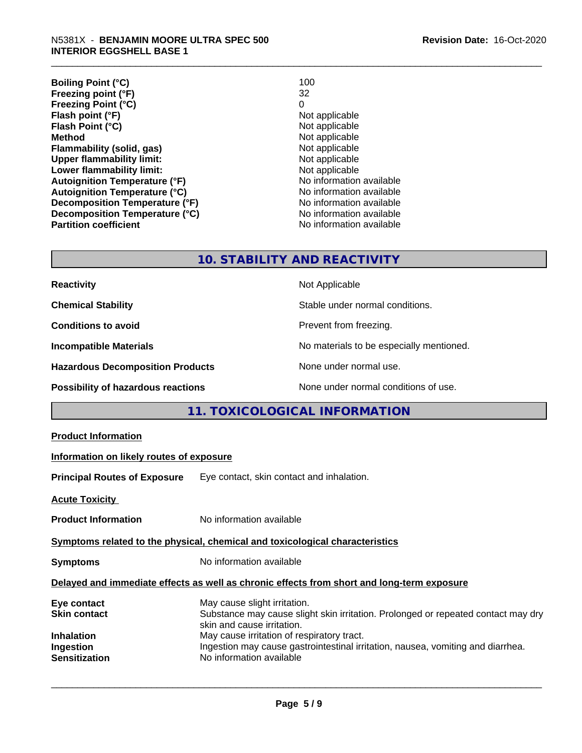| | |
|---|---|
| **Boiling Point (°C)** | 100 |
| **Freezing point (°F)** | 32 |
| **Freezing Point (°C)** | 0 |
| **Flash point (°F)** | Not applicable |
| **Flash Point (°C)** | Not applicable |
| **Method** | Not applicable |
| **Flammability (solid, gas)** | Not applicable |
| **Upper flammability limit:** | Not applicable |
| **Lower flammability limit:** | Not applicable |
| **Autoignition Temperature (°F)** | No information available |
| **Autoignition Temperature (°C)** | No information available |
| **Decomposition Temperature (°F)** | No information available |
| **Decomposition Temperature (°C)** | No information available |
| **Partition coefficient** | No information available |

## 10. STABILITY AND REACTIVITY

| | |
|---|---|
| **Reactivity** | Not Applicable |
| **Chemical Stability** | Stable under normal conditions. |
| **Conditions to avoid** | Prevent from freezing. |
| **Incompatible Materials** | No materials to be especially mentioned. |
| **Hazardous Decomposition Products** | None under normal use. |
| **Possibility of hazardous reactions** | None under normal conditions of use. |

## 11. TOXICOLOGICAL INFORMATION

**Product Information**

**Information on likely routes of exposure**

**Principal Routes of Exposure** Eye contact, skin contact and inhalation.

**Acute Toxicity**

**Product Information** No information available

**Symptoms related to the physical, chemical and toxicological characteristics**

**Symptoms** No information available

**Delayed and immediate effects as well as chronic effects from short and long-term exposure**

| | |
|---|---|
| **Eye contact** | May cause slight irritation. |
| **Skin contact** | Substance may cause slight skin irritation. Prolonged or repeated contact may dry skin and cause irritation. |
| **Inhalation** | May cause irritation of respiratory tract. |
| **Ingestion** | Ingestion may cause gastrointestinal irritation, nausea, vomiting and diarrhea. |
| **Sensitization** | No information available |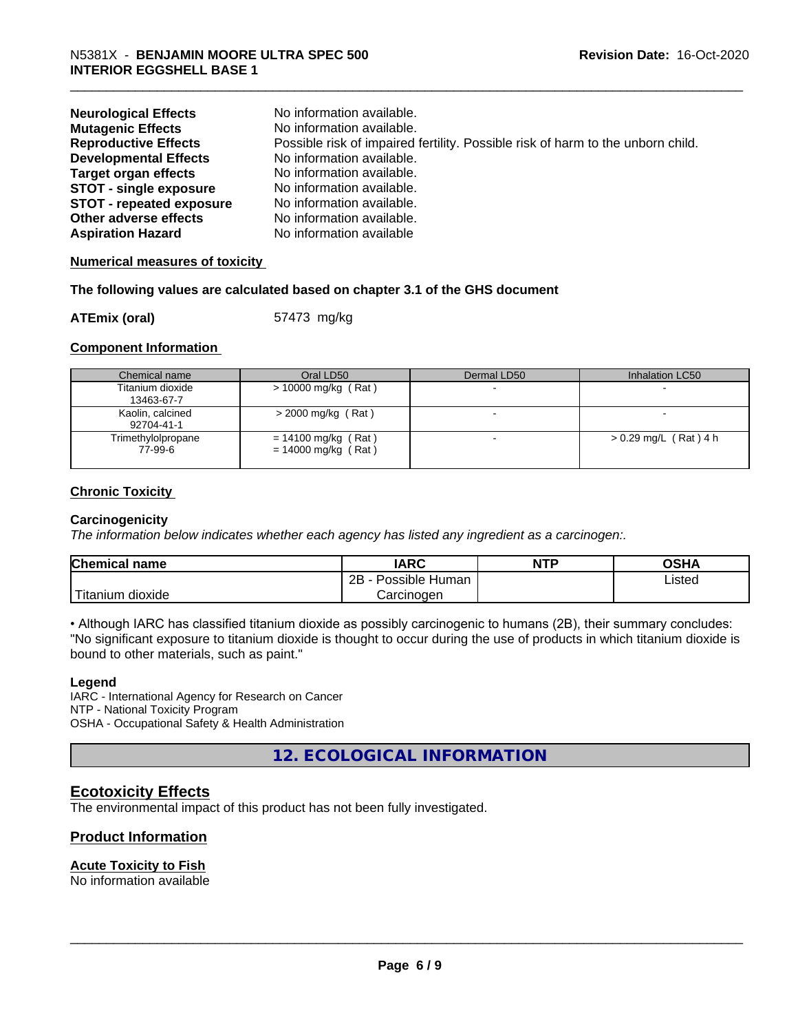**Neurological Effects** No information available.
**Mutagenic Effects** No information available.
**Reproductive Effects** Possible risk of impaired fertility. Possible risk of harm to the unborn child.
**Developmental Effects** No information available.
**Target organ effects** No information available.
**STOT - single exposure** No information available.
**STOT - repeated exposure** No information available.
**Other adverse effects** No information available.
**Aspiration Hazard** No information available

**Numerical measures of toxicity**

**The following values are calculated based on chapter 3.1 of the GHS document**

**ATEmix (oral)** 57473 mg/kg

**Component Information**

| Chemical name | Oral LD50 | Dermal LD50 | Inhalation LC50 |
|---|---|---|---|
| Titanium dioxide<br>13463-67-7 | > 10000 mg/kg ( Rat ) | - | - |
| Kaolin, calcined<br>92704-41-1 | > 2000 mg/kg ( Rat ) | - | - |
| Trimethylolpropane<br>77-99-6 | = 14100 mg/kg ( Rat )<br>= 14000 mg/kg ( Rat ) | - | > 0.29 mg/L ( Rat ) 4 h |

**Chronic Toxicity**

**Carcinogenicity**

*The information below indicates whether each agency has listed any ingredient as a carcinogen:.*

| Chemical name | IARC | NTP | OSHA |
|---|---|---|---|
| Titanium dioxide | 2B - Possible Human Carcinogen | | Listed |

• Although IARC has classified titanium dioxide as possibly carcinogenic to humans (2B), their summary concludes: "No significant exposure to titanium dioxide is thought to occur during the use of products in which titanium dioxide is bound to other materials, such as paint."

**Legend**

IARC - International Agency for Research on Cancer
NTP - National Toxicity Program
OSHA - Occupational Safety & Health Administration

## 12. ECOLOGICAL INFORMATION

### Ecotoxicity Effects

The environmental impact of this product has not been fully investigated.

### Product Information

**Acute Toxicity to Fish**

No information available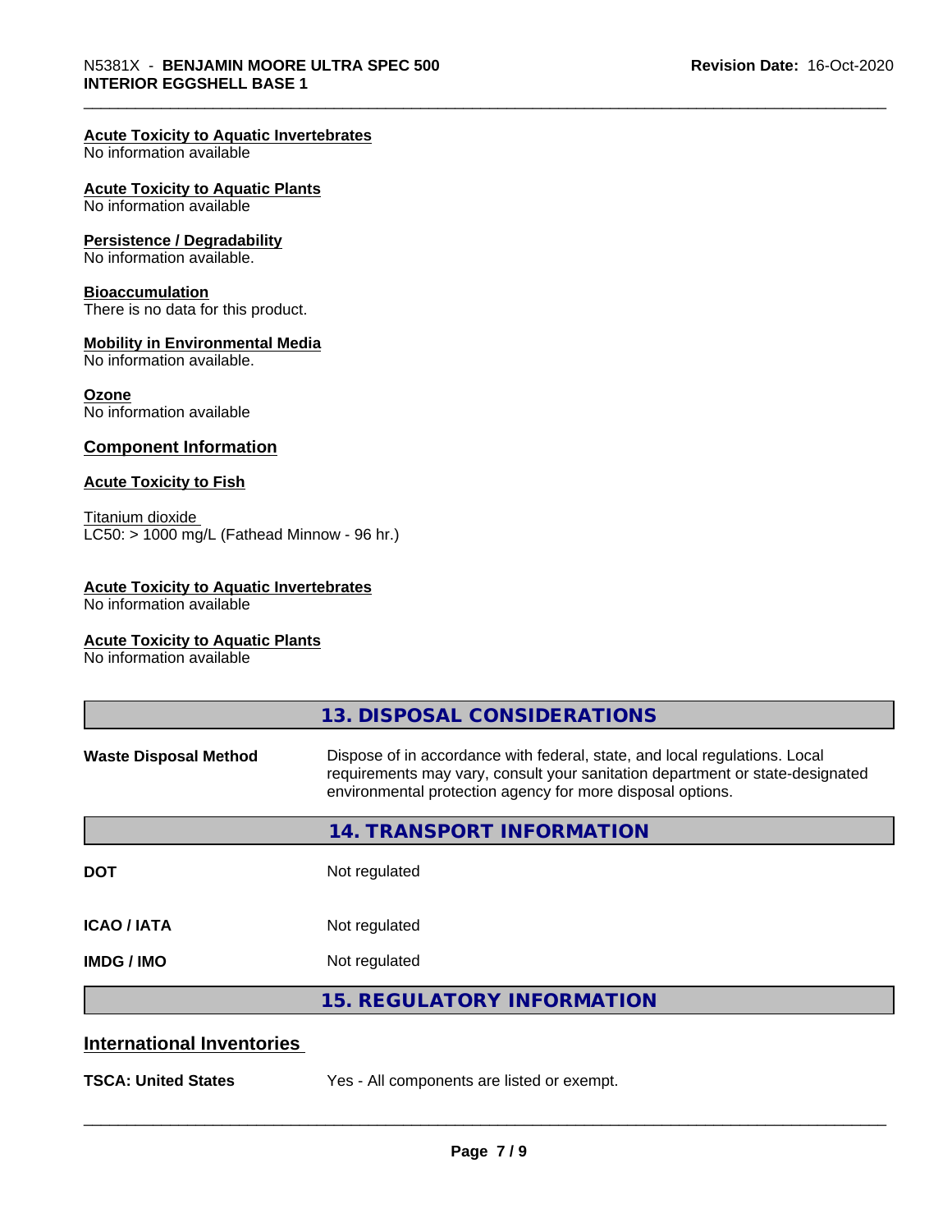**Acute Toxicity to Aquatic Invertebrates**
No information available

**Acute Toxicity to Aquatic Plants**
No information available

**Persistence / Degradability**
No information available.

**Bioaccumulation**
There is no data for this product.

**Mobility in Environmental Media**
No information available.

**Ozone**
No information available

## Component Information

**Acute Toxicity to Fish**

Titanium dioxide
LC50: > 1000 mg/L (Fathead Minnow - 96 hr.)

**Acute Toxicity to Aquatic Invertebrates**
No information available

**Acute Toxicity to Aquatic Plants**
No information available

## 13. DISPOSAL CONSIDERATIONS

| | |
|---|---|
| **Waste Disposal Method** | Dispose of in accordance with federal, state, and local regulations. Local requirements may vary, consult your sanitation department or state-designated environmental protection agency for more disposal options. |

## 14. TRANSPORT INFORMATION

| | |
|---|---|
| **DOT** | Not regulated |
| **ICAO / IATA** | Not regulated |
| **IMDG / IMO** | Not regulated |

## 15. REGULATORY INFORMATION

### International Inventories

| | |
|---|---|
| **TSCA: United States** | Yes - All components are listed or exempt. |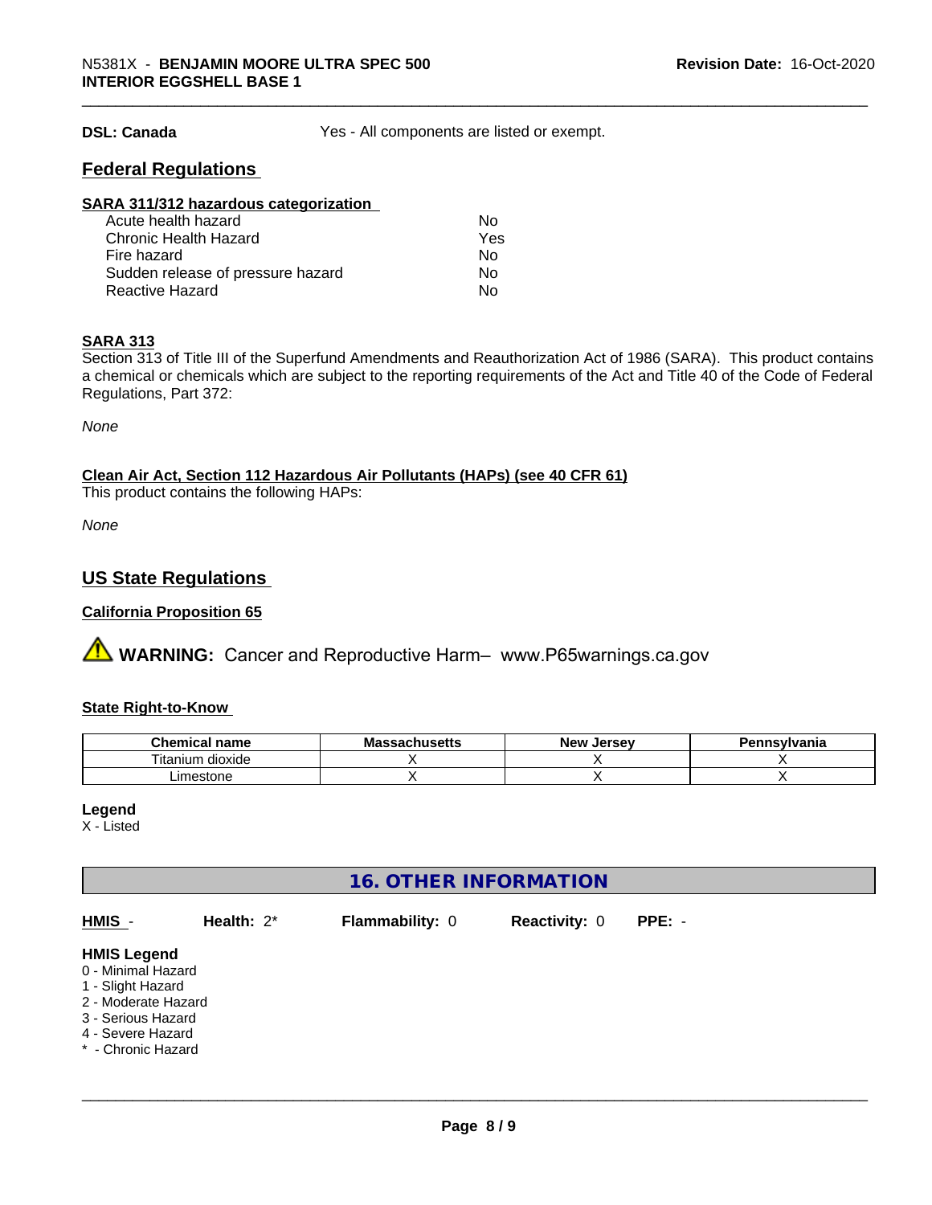**DSL: Canada** Yes - All components are listed or exempt.

## Federal Regulations

**SARA 311/312 hazardous categorization**

| | |
|---|---|
| Acute health hazard | No |
| Chronic Health Hazard | Yes |
| Fire hazard | No |
| Sudden release of pressure hazard | No |
| Reactive Hazard | No |

**SARA 313**

Section 313 of Title III of the Superfund Amendments and Reauthorization Act of 1986 (SARA). This product contains a chemical or chemicals which are subject to the reporting requirements of the Act and Title 40 of the Code of Federal Regulations, Part 372:

*None*

**Clean Air Act, Section 112 Hazardous Air Pollutants (HAPs) (see 40 CFR 61)**

This product contains the following HAPs:

*None*

## US State Regulations

**California Proposition 65**

⚠ **WARNING:** Cancer and Reproductive Harm– www.P65warnings.ca.gov

**State Right-to-Know**

| Chemical name | Massachusetts | New Jersey | Pennsylvania |
|---|---|---|---|
| Titanium dioxide | X | X | X |
| Limestone | X | X | X |

**Legend**

X - Listed

## 16. OTHER INFORMATION

**HMIS** - **Health:** 2* **Flammability:** 0 **Reactivity:** 0 **PPE:** -

**HMIS Legend**

0 - Minimal Hazard
1 - Slight Hazard
2 - Moderate Hazard
3 - Serious Hazard
4 - Severe Hazard
* - Chronic Hazard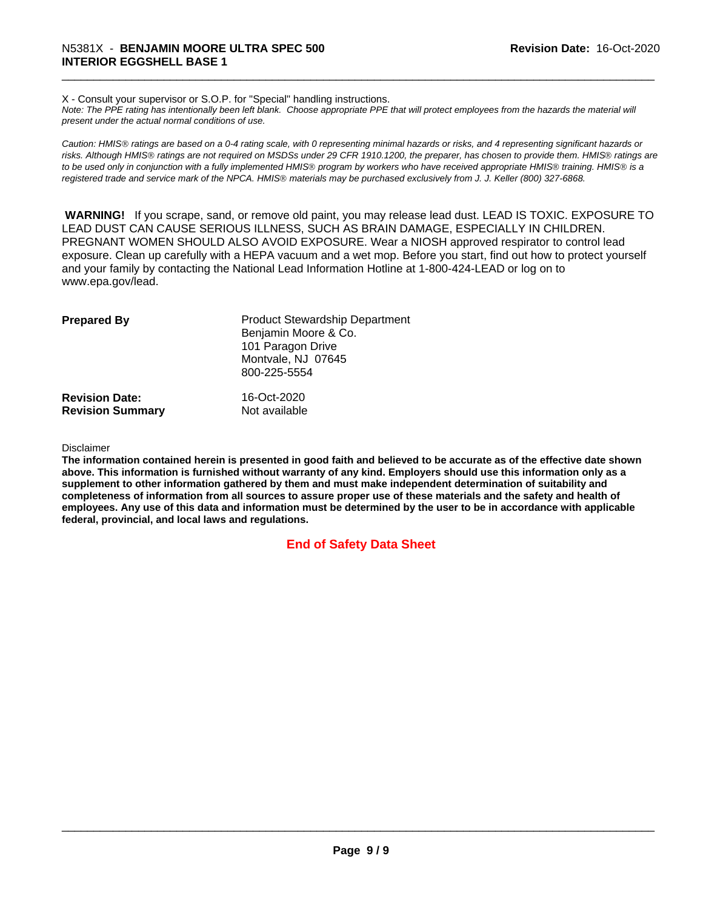X - Consult your supervisor or S.O.P. for "Special" handling instructions.

*Note: The PPE rating has intentionally been left blank. Choose appropriate PPE that will protect employees from the hazards the material will present under the actual normal conditions of use.*

*Caution: HMIS® ratings are based on a 0-4 rating scale, with 0 representing minimal hazards or risks, and 4 representing significant hazards or risks. Although HMIS® ratings are not required on MSDSs under 29 CFR 1910.1200, the preparer, has chosen to provide them. HMIS® ratings are to be used only in conjunction with a fully implemented HMIS® program by workers who have received appropriate HMIS® training. HMIS® is a registered trade and service mark of the NPCA. HMIS® materials may be purchased exclusively from J. J. Keller (800) 327-6868.*

**WARNING!** If you scrape, sand, or remove old paint, you may release lead dust. LEAD IS TOXIC. EXPOSURE TO LEAD DUST CAN CAUSE SERIOUS ILLNESS, SUCH AS BRAIN DAMAGE, ESPECIALLY IN CHILDREN. PREGNANT WOMEN SHOULD ALSO AVOID EXPOSURE. Wear a NIOSH approved respirator to control lead exposure. Clean up carefully with a HEPA vacuum and a wet mop. Before you start, find out how to protect yourself and your family by contacting the National Lead Information Hotline at 1-800-424-LEAD or log on to www.epa.gov/lead.

| | |
|---|---|
| **Prepared By** | Product Stewardship Department<br>Benjamin Moore & Co.<br>101 Paragon Drive<br>Montvale, NJ 07645<br>800-225-5554 |
| **Revision Date:** | 16-Oct-2020 |
| **Revision Summary** | Not available |

Disclaimer

**The information contained herein is presented in good faith and believed to be accurate as of the effective date shown above. This information is furnished without warranty of any kind. Employers should use this information only as a supplement to other information gathered by them and must make independent determination of suitability and completeness of information from all sources to assure proper use of these materials and the safety and health of employees. Any use of this data and information must be determined by the user to be in accordance with applicable federal, provincial, and local laws and regulations.**

**End of Safety Data Sheet**